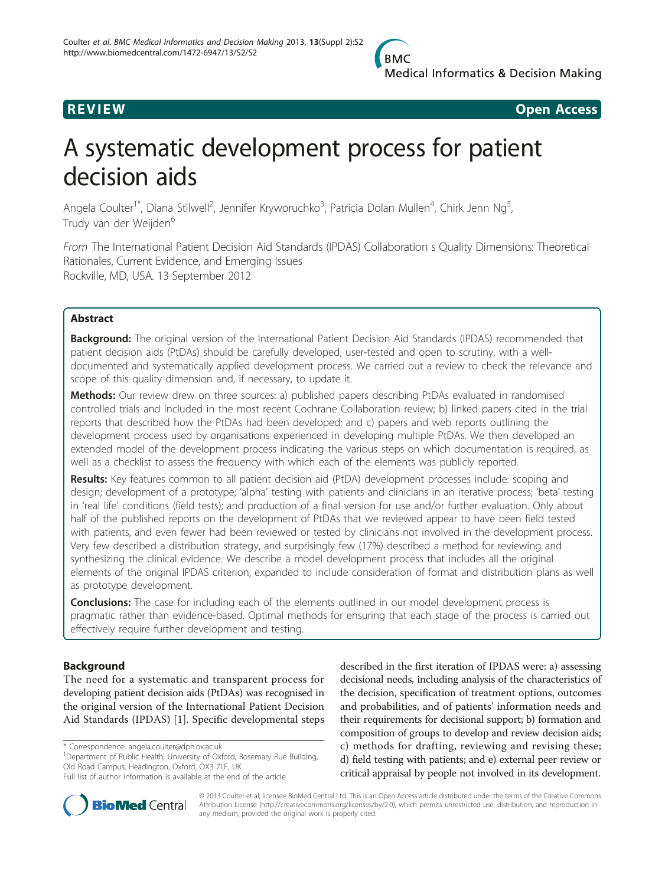**REVIEW** **Open Access**

# A systematic development process for patient decision aids

Angela Coulter[1*], Diana Stilwell[2], Jennifer Kryworuchko[3], Patricia Dolan Mullen[4], Chirk Jenn Ng[5], Trudy van der Weijden[6]

*From* The International Patient Decision Aid Standards (IPDAS) Collaboration s Quality Dimensions: Theoretical Rationales, Current Evidence, and Emerging Issues
Rockville, MD, USA. 13 September 2012

## Abstract

**Background:** The original version of the International Patient Decision Aid Standards (IPDAS) recommended that patient decision aids (PtDAs) should be carefully developed, user-tested and open to scrutiny, with a well-documented and systematically applied development process. We carried out a review to check the relevance and scope of this quality dimension and, if necessary, to update it.

**Methods:** Our review drew on three sources: a) published papers describing PtDAs evaluated in randomised controlled trials and included in the most recent Cochrane Collaboration review; b) linked papers cited in the trial reports that described how the PtDAs had been developed; and c) papers and web reports outlining the development process used by organisations experienced in developing multiple PtDAs. We then developed an extended model of the development process indicating the various steps on which documentation is required, as well as a checklist to assess the frequency with which each of the elements was publicly reported.

**Results:** Key features common to all patient decision aid (PtDA) development processes include: scoping and design; development of a prototype; 'alpha' testing with patients and clinicians in an iterative process; 'beta' testing in 'real life' conditions (field tests); and production of a final version for use and/or further evaluation. Only about half of the published reports on the development of PtDAs that we reviewed appear to have been field tested with patients, and even fewer had been reviewed or tested by clinicians not involved in the development process. Very few described a distribution strategy, and surprisingly few (17%) described a method for reviewing and synthesizing the clinical evidence. We describe a model development process that includes all the original elements of the original IPDAS criterion, expanded to include consideration of format and distribution plans as well as prototype development.

**Conclusions:** The case for including each of the elements outlined in our model development process is pragmatic rather than evidence-based. Optimal methods for ensuring that each stage of the process is carried out effectively require further development and testing.

## Background

The need for a systematic and transparent process for developing patient decision aids (PtDAs) was recognised in the original version of the International Patient Decision Aid Standards (IPDAS) [1]. Specific developmental steps described in the first iteration of IPDAS were: a) assessing decisional needs, including analysis of the characteristics of the decision, specification of treatment options, outcomes and probabilities, and of patients' information needs and their requirements for decisional support; b) formation and composition of groups to develop and review decision aids; c) methods for drafting, reviewing and revising these; d) field testing with patients; and e) external peer review or critical appraisal by people not involved in its development.

\* Correspondence: angela.coulter@dph.ox.ac.uk
[1]Department of Public Health, University of Oxford, Rosemary Rue Building, Old Road Campus, Headington, Oxford, OX3 7LF, UK
Full list of author information is available at the end of the article

© 2013 Coulter et al; licensee BioMed Central Ltd. This is an Open Access article distributed under the terms of the Creative Commons Attribution License (http://creativecommons.org/licenses/by/2.0), which permits unrestricted use, distribution, and reproduction in any medium, provided the original work is properly cited.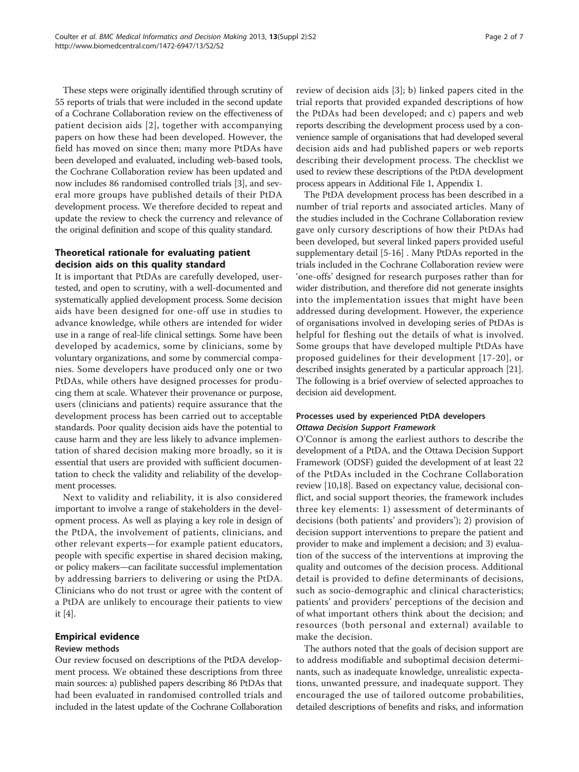These steps were originally identified through scrutiny of 55 reports of trials that were included in the second update of a Cochrane Collaboration review on the effectiveness of patient decision aids [2], together with accompanying papers on how these had been developed. However, the field has moved on since then; many more PtDAs have been developed and evaluated, including web-based tools, the Cochrane Collaboration review has been updated and now includes 86 randomised controlled trials [3], and several more groups have published details of their PtDA development process. We therefore decided to repeat and update the review to check the currency and relevance of the original definition and scope of this quality standard.

## Theoretical rationale for evaluating patient decision aids on this quality standard

It is important that PtDAs are carefully developed, user-tested, and open to scrutiny, with a well-documented and systematically applied development process. Some decision aids have been designed for one-off use in studies to advance knowledge, while others are intended for wider use in a range of real-life clinical settings. Some have been developed by academics, some by clinicians, some by voluntary organizations, and some by commercial companies. Some developers have produced only one or two PtDAs, while others have designed processes for producing them at scale. Whatever their provenance or purpose, users (clinicians and patients) require assurance that the development process has been carried out to acceptable standards. Poor quality decision aids have the potential to cause harm and they are less likely to advance implementation of shared decision making more broadly, so it is essential that users are provided with sufficient documentation to check the validity and reliability of the development processes.

Next to validity and reliability, it is also considered important to involve a range of stakeholders in the development process. As well as playing a key role in design of the PtDA, the involvement of patients, clinicians, and other relevant experts—for example patient educators, people with specific expertise in shared decision making, or policy makers—can facilitate successful implementation by addressing barriers to delivering or using the PtDA. Clinicians who do not trust or agree with the content of a PtDA are unlikely to encourage their patients to view it [4].

## Empirical evidence

### Review methods

Our review focused on descriptions of the PtDA development process. We obtained these descriptions from three main sources: a) published papers describing 86 PtDAs that had been evaluated in randomised controlled trials and included in the latest update of the Cochrane Collaboration review of decision aids [3]; b) linked papers cited in the trial reports that provided expanded descriptions of how the PtDAs had been developed; and c) papers and web reports describing the development process used by a convenience sample of organisations that had developed several decision aids and had published papers or web reports describing their development process. The checklist we used to review these descriptions of the PtDA development process appears in Additional File 1, Appendix 1.

The PtDA development process has been described in a number of trial reports and associated articles. Many of the studies included in the Cochrane Collaboration review gave only cursory descriptions of how their PtDAs had been developed, but several linked papers provided useful supplementary detail [5-16] . Many PtDAs reported in the trials included in the Cochrane Collaboration review were 'one-offs' designed for research purposes rather than for wider distribution, and therefore did not generate insights into the implementation issues that might have been addressed during development. However, the experience of organisations involved in developing series of PtDAs is helpful for fleshing out the details of what is involved. Some groups that have developed multiple PtDAs have proposed guidelines for their development [17-20], or described insights generated by a particular approach [21]. The following is a brief overview of selected approaches to decision aid development.

### Processes used by experienced PtDA developers

#### *Ottawa Decision Support Framework*

O'Connor is among the earliest authors to describe the development of a PtDA, and the Ottawa Decision Support Framework (ODSF) guided the development of at least 22 of the PtDAs included in the Cochrane Collaboration review [10,18]. Based on expectancy value, decisional conflict, and social support theories, the framework includes three key elements: 1) assessment of determinants of decisions (both patients' and providers'); 2) provision of decision support interventions to prepare the patient and provider to make and implement a decision; and 3) evaluation of the success of the interventions at improving the quality and outcomes of the decision process. Additional detail is provided to define determinants of decisions, such as socio-demographic and clinical characteristics; patients' and providers' perceptions of the decision and of what important others think about the decision; and resources (both personal and external) available to make the decision.

The authors noted that the goals of decision support are to address modifiable and suboptimal decision determinants, such as inadequate knowledge, unrealistic expectations, unwanted pressure, and inadequate support. They encouraged the use of tailored outcome probabilities, detailed descriptions of benefits and risks, and information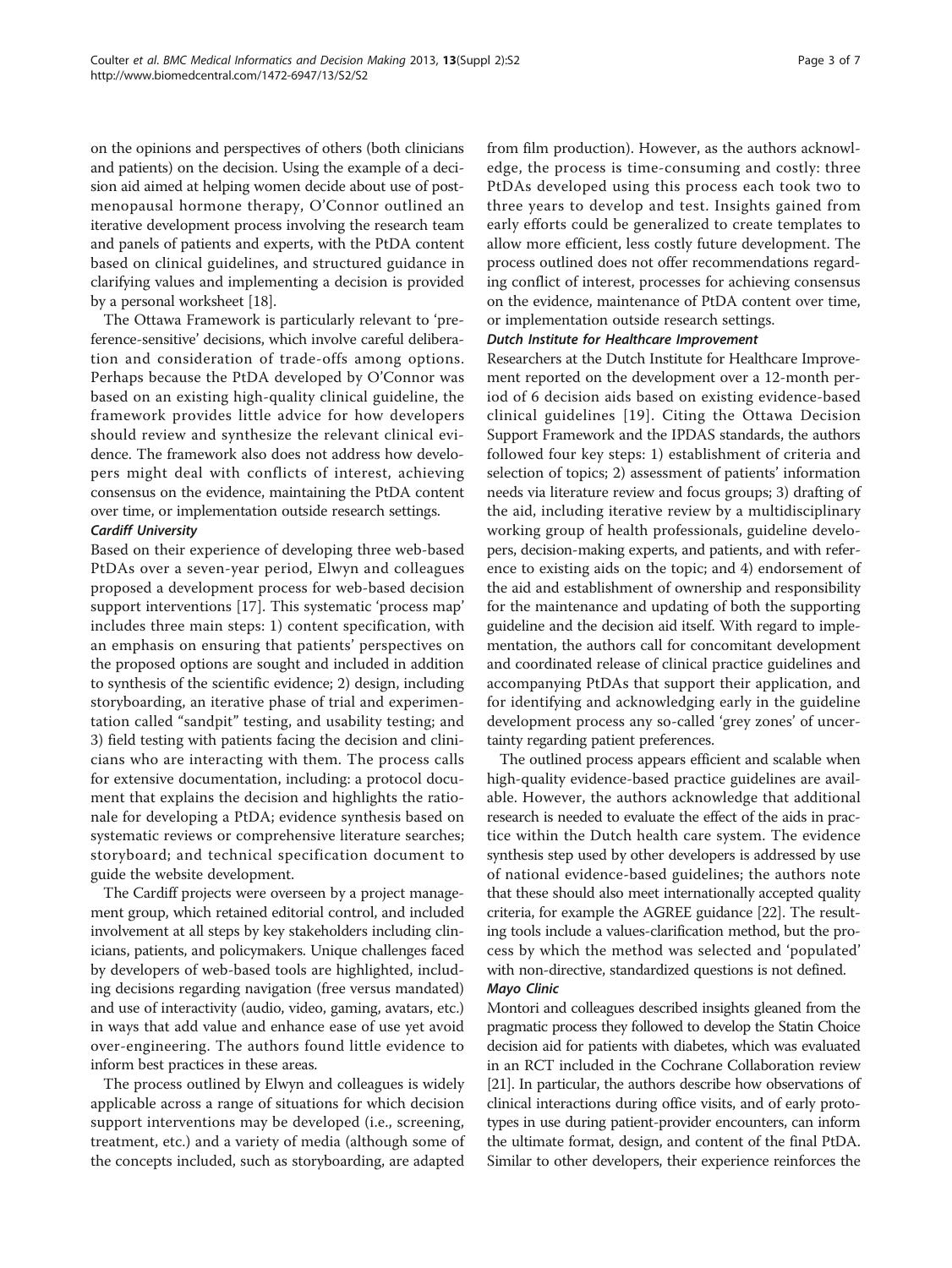on the opinions and perspectives of others (both clinicians and patients) on the decision. Using the example of a decision aid aimed at helping women decide about use of postmenopausal hormone therapy, O'Connor outlined an iterative development process involving the research team and panels of patients and experts, with the PtDA content based on clinical guidelines, and structured guidance in clarifying values and implementing a decision is provided by a personal worksheet [18].

The Ottawa Framework is particularly relevant to 'preference-sensitive' decisions, which involve careful deliberation and consideration of trade-offs among options. Perhaps because the PtDA developed by O'Connor was based on an existing high-quality clinical guideline, the framework provides little advice for how developers should review and synthesize the relevant clinical evidence. The framework also does not address how developers might deal with conflicts of interest, achieving consensus on the evidence, maintaining the PtDA content over time, or implementation outside research settings.

#### *Cardiff University*

Based on their experience of developing three web-based PtDAs over a seven-year period, Elwyn and colleagues proposed a development process for web-based decision support interventions [17]. This systematic 'process map' includes three main steps: 1) content specification, with an emphasis on ensuring that patients' perspectives on the proposed options are sought and included in addition to synthesis of the scientific evidence; 2) design, including storyboarding, an iterative phase of trial and experimentation called "sandpit" testing, and usability testing; and 3) field testing with patients facing the decision and clinicians who are interacting with them. The process calls for extensive documentation, including: a protocol document that explains the decision and highlights the rationale for developing a PtDA; evidence synthesis based on systematic reviews or comprehensive literature searches; storyboard; and technical specification document to guide the website development.

The Cardiff projects were overseen by a project management group, which retained editorial control, and included involvement at all steps by key stakeholders including clinicians, patients, and policymakers. Unique challenges faced by developers of web-based tools are highlighted, including decisions regarding navigation (free versus mandated) and use of interactivity (audio, video, gaming, avatars, etc.) in ways that add value and enhance ease of use yet avoid over-engineering. The authors found little evidence to inform best practices in these areas.

The process outlined by Elwyn and colleagues is widely applicable across a range of situations for which decision support interventions may be developed (i.e., screening, treatment, etc.) and a variety of media (although some of the concepts included, such as storyboarding, are adapted from film production). However, as the authors acknowledge, the process is time-consuming and costly: three PtDAs developed using this process each took two to three years to develop and test. Insights gained from early efforts could be generalized to create templates to allow more efficient, less costly future development. The process outlined does not offer recommendations regarding conflict of interest, processes for achieving consensus on the evidence, maintenance of PtDA content over time, or implementation outside research settings.

#### *Dutch Institute for Healthcare Improvement*

Researchers at the Dutch Institute for Healthcare Improvement reported on the development over a 12-month period of 6 decision aids based on existing evidence-based clinical guidelines [19]. Citing the Ottawa Decision Support Framework and the IPDAS standards, the authors followed four key steps: 1) establishment of criteria and selection of topics; 2) assessment of patients' information needs via literature review and focus groups; 3) drafting of the aid, including iterative review by a multidisciplinary working group of health professionals, guideline developers, decision-making experts, and patients, and with reference to existing aids on the topic; and 4) endorsement of the aid and establishment of ownership and responsibility for the maintenance and updating of both the supporting guideline and the decision aid itself. With regard to implementation, the authors call for concomitant development and coordinated release of clinical practice guidelines and accompanying PtDAs that support their application, and for identifying and acknowledging early in the guideline development process any so-called 'grey zones' of uncertainty regarding patient preferences.

The outlined process appears efficient and scalable when high-quality evidence-based practice guidelines are available. However, the authors acknowledge that additional research is needed to evaluate the effect of the aids in practice within the Dutch health care system. The evidence synthesis step used by other developers is addressed by use of national evidence-based guidelines; the authors note that these should also meet internationally accepted quality criteria, for example the AGREE guidance [22]. The resulting tools include a values-clarification method, but the process by which the method was selected and 'populated' with non-directive, standardized questions is not defined.

#### *Mayo Clinic*

Montori and colleagues described insights gleaned from the pragmatic process they followed to develop the Statin Choice decision aid for patients with diabetes, which was evaluated in an RCT included in the Cochrane Collaboration review [21]. In particular, the authors describe how observations of clinical interactions during office visits, and of early prototypes in use during patient-provider encounters, can inform the ultimate format, design, and content of the final PtDA. Similar to other developers, their experience reinforces the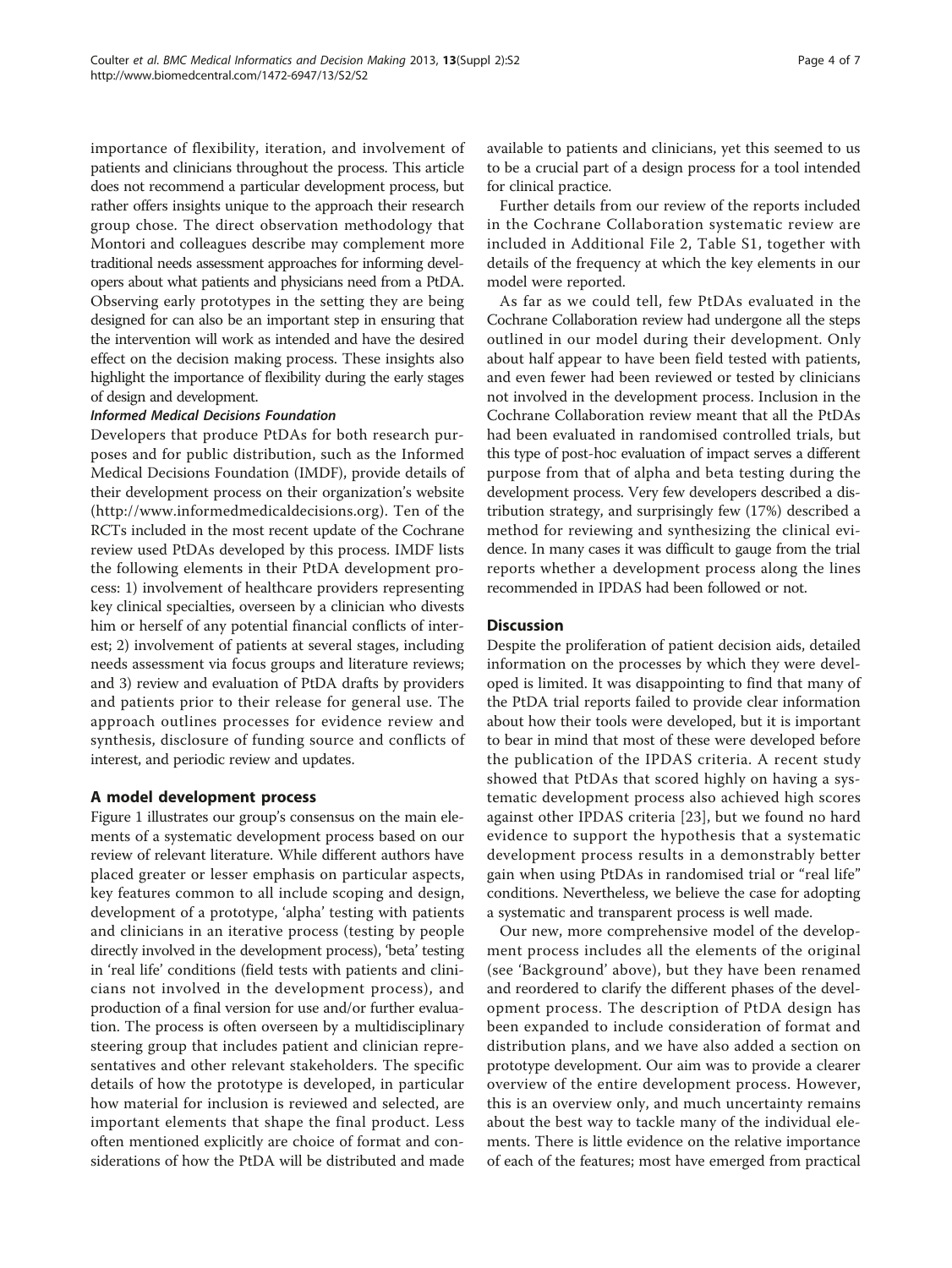importance of flexibility, iteration, and involvement of patients and clinicians throughout the process. This article does not recommend a particular development process, but rather offers insights unique to the approach their research group chose. The direct observation methodology that Montori and colleagues describe may complement more traditional needs assessment approaches for informing developers about what patients and physicians need from a PtDA. Observing early prototypes in the setting they are being designed for can also be an important step in ensuring that the intervention will work as intended and have the desired effect on the decision making process. These insights also highlight the importance of flexibility during the early stages of design and development.

#### *Informed Medical Decisions Foundation*

Developers that produce PtDAs for both research purposes and for public distribution, such as the Informed Medical Decisions Foundation (IMDF), provide details of their development process on their organization's website (http://www.informedmedicaldecisions.org). Ten of the RCTs included in the most recent update of the Cochrane review used PtDAs developed by this process. IMDF lists the following elements in their PtDA development process: 1) involvement of healthcare providers representing key clinical specialties, overseen by a clinician who divests him or herself of any potential financial conflicts of interest; 2) involvement of patients at several stages, including needs assessment via focus groups and literature reviews; and 3) review and evaluation of PtDA drafts by providers and patients prior to their release for general use. The approach outlines processes for evidence review and synthesis, disclosure of funding source and conflicts of interest, and periodic review and updates.

### A model development process

Figure 1 illustrates our group's consensus on the main elements of a systematic development process based on our review of relevant literature. While different authors have placed greater or lesser emphasis on particular aspects, key features common to all include scoping and design, development of a prototype, 'alpha' testing with patients and clinicians in an iterative process (testing by people directly involved in the development process), 'beta' testing in 'real life' conditions (field tests with patients and clinicians not involved in the development process), and production of a final version for use and/or further evaluation. The process is often overseen by a multidisciplinary steering group that includes patient and clinician representatives and other relevant stakeholders. The specific details of how the prototype is developed, in particular how material for inclusion is reviewed and selected, are important elements that shape the final product. Less often mentioned explicitly are choice of format and considerations of how the PtDA will be distributed and made available to patients and clinicians, yet this seemed to us to be a crucial part of a design process for a tool intended for clinical practice.

Further details from our review of the reports included in the Cochrane Collaboration systematic review are included in Additional File 2, Table S1, together with details of the frequency at which the key elements in our model were reported.

As far as we could tell, few PtDAs evaluated in the Cochrane Collaboration review had undergone all the steps outlined in our model during their development. Only about half appear to have been field tested with patients, and even fewer had been reviewed or tested by clinicians not involved in the development process. Inclusion in the Cochrane Collaboration review meant that all the PtDAs had been evaluated in randomised controlled trials, but this type of post-hoc evaluation of impact serves a different purpose from that of alpha and beta testing during the development process. Very few developers described a distribution strategy, and surprisingly few (17%) described a method for reviewing and synthesizing the clinical evidence. In many cases it was difficult to gauge from the trial reports whether a development process along the lines recommended in IPDAS had been followed or not.

## Discussion

Despite the proliferation of patient decision aids, detailed information on the processes by which they were developed is limited. It was disappointing to find that many of the PtDA trial reports failed to provide clear information about how their tools were developed, but it is important to bear in mind that most of these were developed before the publication of the IPDAS criteria. A recent study showed that PtDAs that scored highly on having a systematic development process also achieved high scores against other IPDAS criteria [23], but we found no hard evidence to support the hypothesis that a systematic development process results in a demonstrably better gain when using PtDAs in randomised trial or "real life" conditions. Nevertheless, we believe the case for adopting a systematic and transparent process is well made.

Our new, more comprehensive model of the development process includes all the elements of the original (see 'Background' above), but they have been renamed and reordered to clarify the different phases of the development process. The description of PtDA design has been expanded to include consideration of format and distribution plans, and we have also added a section on prototype development. Our aim was to provide a clearer overview of the entire development process. However, this is an overview only, and much uncertainty remains about the best way to tackle many of the individual elements. There is little evidence on the relative importance of each of the features; most have emerged from practical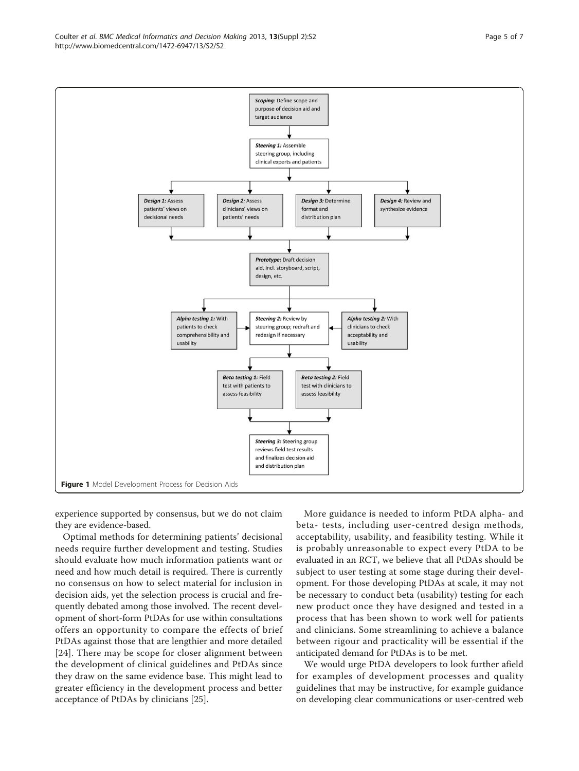**Scoping:** Define scope and purpose of decision aid and target audience

**Steering 1:** Assemble steering group, including clinical experts and patients

**Design 1:** Assess patients' views on decisional needs

**Design 2:** Assess clinicians' views on patients' needs

**Design 3:** Determine format and distribution plan

**Design 4:** Review and synthesize evidence

**Prototype:** Draft decision aid, incl. storyboard, script, design, etc.

**Alpha testing 1:** With patients to check comprehensibility and usability

**Steering 2:** Review by steering group; redraft and redesign if necessary

**Alpha testing 2:** With clinicians to check acceptability and usability

**Beta testing 1:** Field test with patients to assess feasibility

**Beta testing 2:** Field test with clinicians to assess feasibility

**Steering 3:** Steering group reviews field test results and finalizes decision aid and distribution plan

**Figure 1** Model Development Process for Decision Aids

experience supported by consensus, but we do not claim they are evidence-based.

Optimal methods for determining patients' decisional needs require further development and testing. Studies should evaluate how much information patients want or need and how much detail is required. There is currently no consensus on how to select material for inclusion in decision aids, yet the selection process is crucial and frequently debated among those involved. The recent development of short-form PtDAs for use within consultations offers an opportunity to compare the effects of brief PtDAs against those that are lengthier and more detailed [24]. There may be scope for closer alignment between the development of clinical guidelines and PtDAs since they draw on the same evidence base. This might lead to greater efficiency in the development process and better acceptance of PtDAs by clinicians [25].

More guidance is needed to inform PtDA alpha- and beta- tests, including user-centred design methods, acceptability, usability, and feasibility testing. While it is probably unreasonable to expect every PtDA to be evaluated in an RCT, we believe that all PtDAs should be subject to user testing at some stage during their development. For those developing PtDAs at scale, it may not be necessary to conduct beta (usability) testing for each new product once they have designed and tested in a process that has been shown to work well for patients and clinicians. Some streamlining to achieve a balance between rigour and practicality will be essential if the anticipated demand for PtDAs is to be met.

We would urge PtDA developers to look further afield for examples of development processes and quality guidelines that may be instructive, for example guidance on developing clear communications or user-centred web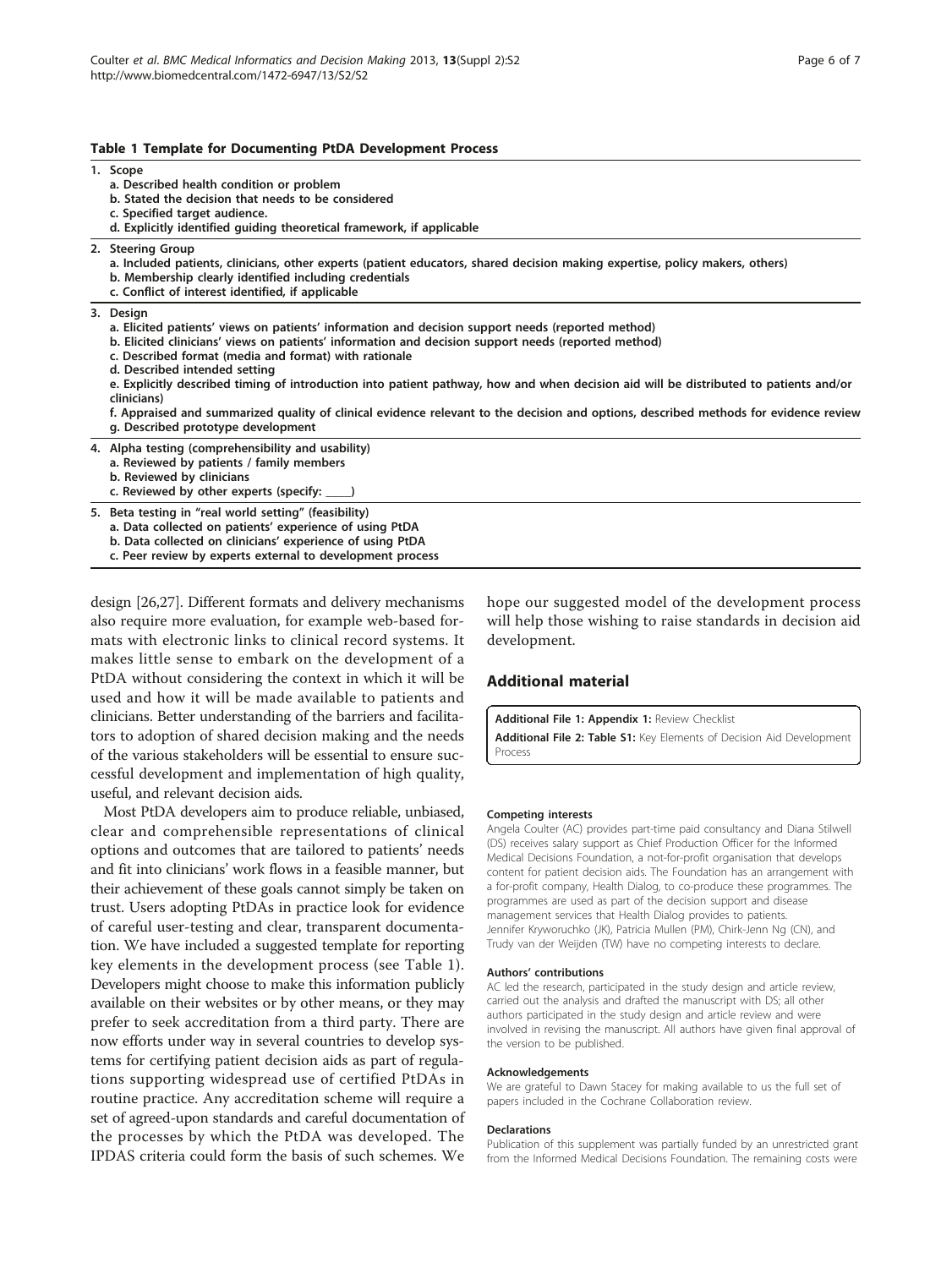**Table 1 Template for Documenting PtDA Development Process**

**1. Scope**
  - **a. Described health condition or problem**
  - **b. Stated the decision that needs to be considered**
  - **c. Specified target audience.**
  - **d. Explicitly identified guiding theoretical framework, if applicable**

**2. Steering Group**
  - **a. Included patients, clinicians, other experts (patient educators, shared decision making expertise, policy makers, others)**
  - **b. Membership clearly identified including credentials**
  - **c. Conflict of interest identified, if applicable**

**3. Design**
  - **a. Elicited patients' views on patients' information and decision support needs (reported method)**
  - **b. Elicited clinicians' views on patients' information and decision support needs (reported method)**
  - **c. Described format (media and format) with rationale**
  - **d. Described intended setting**
  - **e. Explicitly described timing of introduction into patient pathway, how and when decision aid will be distributed to patients and/or clinicians)**
  - **f. Appraised and summarized quality of clinical evidence relevant to the decision and options, described methods for evidence review**
  - **g. Described prototype development**

**4. Alpha testing (comprehensibility and usability)**
  - **a. Reviewed by patients / family members**
  - **b. Reviewed by clinicians**
  - **c. Reviewed by other experts (specify: ____)**

**5. Beta testing in "real world setting" (feasibility)**
  - **a. Data collected on patients' experience of using PtDA**
  - **b. Data collected on clinicians' experience of using PtDA**
  - **c. Peer review by experts external to development process**

design [26,27]. Different formats and delivery mechanisms also require more evaluation, for example web-based formats with electronic links to clinical record systems. It makes little sense to embark on the development of a PtDA without considering the context in which it will be used and how it will be made available to patients and clinicians. Better understanding of the barriers and facilitators to adoption of shared decision making and the needs of the various stakeholders will be essential to ensure successful development and implementation of high quality, useful, and relevant decision aids.

Most PtDA developers aim to produce reliable, unbiased, clear and comprehensible representations of clinical options and outcomes that are tailored to patients' needs and fit into clinicians' work flows in a feasible manner, but their achievement of these goals cannot simply be taken on trust. Users adopting PtDAs in practice look for evidence of careful user-testing and clear, transparent documentation. We have included a suggested template for reporting key elements in the development process (see Table 1). Developers might choose to make this information publicly available on their websites or by other means, or they may prefer to seek accreditation from a third party. There are now efforts under way in several countries to develop systems for certifying patient decision aids as part of regulations supporting widespread use of certified PtDAs in routine practice. Any accreditation scheme will require a set of agreed-upon standards and careful documentation of the processes by which the PtDA was developed. The IPDAS criteria could form the basis of such schemes. We hope our suggested model of the development process will help those wishing to raise standards in decision aid development.

## Additional material

**Additional File 1: Appendix 1:** Review Checklist

**Additional File 2: Table S1:** Key Elements of Decision Aid Development Process

#### Competing interests

Angela Coulter (AC) provides part-time paid consultancy and Diana Stilwell (DS) receives salary support as Chief Production Officer for the Informed Medical Decisions Foundation, a not-for-profit organisation that develops content for patient decision aids. The Foundation has an arrangement with a for-profit company, Health Dialog, to co-produce these programmes. The programmes are used as part of the decision support and disease management services that Health Dialog provides to patients. Jennifer Kryworuchko (JK), Patricia Mullen (PM), Chirk-Jenn Ng (CN), and Trudy van der Weijden (TW) have no competing interests to declare.

#### Authors' contributions

AC led the research, participated in the study design and article review, carried out the analysis and drafted the manuscript with DS; all other authors participated in the study design and article review and were involved in revising the manuscript. All authors have given final approval of the version to be published.

#### Acknowledgements

We are grateful to Dawn Stacey for making available to us the full set of papers included in the Cochrane Collaboration review.

#### Declarations

Publication of this supplement was partially funded by an unrestricted grant from the Informed Medical Decisions Foundation. The remaining costs were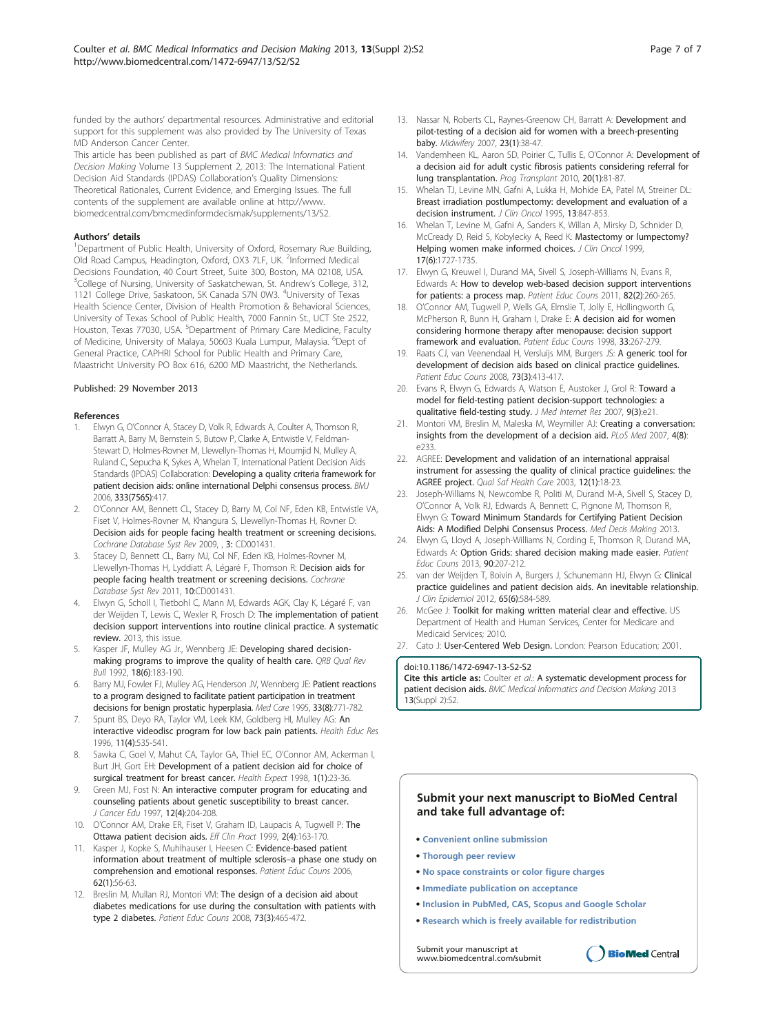funded by the authors' departmental resources. Administrative and editorial support for this supplement was also provided by The University of Texas MD Anderson Cancer Center.

This article has been published as part of *BMC Medical Informatics and Decision Making* Volume 13 Supplement 2, 2013: The International Patient Decision Aid Standards (IPDAS) Collaboration's Quality Dimensions: Theoretical Rationales, Current Evidence, and Emerging Issues. The full contents of the supplement are available online at http://www.biomedcentral.com/bmcmedinformdecismak/supplements/13/S2.

### Authors' details

[1]Department of Public Health, University of Oxford, Rosemary Rue Building, Old Road Campus, Headington, Oxford, OX3 7LF, UK. [2]Informed Medical Decisions Foundation, 40 Court Street, Suite 300, Boston, MA 02108, USA. [3]College of Nursing, University of Saskatchewan, St. Andrew's College, 312, 1121 College Drive, Saskatoon, SK Canada S7N 0W3. [4]University of Texas Health Science Center, Division of Health Promotion & Behavioral Sciences, University of Texas School of Public Health, 7000 Fannin St., UCT Ste 2522, Houston, Texas 77030, USA. [5]Department of Primary Care Medicine, Faculty of Medicine, University of Malaya, 50603 Kuala Lumpur, Malaysia. [6]Dept of General Practice, CAPHRI School for Public Health and Primary Care, Maastricht University PO Box 616, 6200 MD Maastricht, the Netherlands.

Published: 29 November 2013

### References

1. Elwyn G, O'Connor A, Stacey D, Volk R, Edwards A, Coulter A, Thomson R, Barratt A, Barry M, Bernstein S, Butow P, Clarke A, Entwistle V, Feldman-Stewart D, Holmes-Rovner M, Llewellyn-Thomas H, Moumjid N, Mulley A, Ruland C, Sepucha K, Sykes A, Whelan T, International Patient Decision Aids Standards (IPDAS) Collaboration: **Developing a quality criteria framework for patient decision aids: online international Delphi consensus process.** *BMJ* 2006, **333(7565)**:417.
2. O'Connor AM, Bennett CL, Stacey D, Barry M, Col NF, Eden KB, Entwistle VA, Fiset V, Holmes-Rovner M, Khangura S, Llewellyn-Thomas H, Rovner D: **Decision aids for people facing health treatment or screening decisions.** *Cochrane Database Syst Rev* 2009, , **3**: CD001431.
3. Stacey D, Bennett CL, Barry MJ, Col NF, Eden KB, Holmes-Rovner M, Llewellyn-Thomas H, Lyddiatt A, Légaré F, Thomson R: **Decision aids for people facing health treatment or screening decisions.** *Cochrane Database Syst Rev* 2011, **10**:CD001431.
4. Elwyn G, Scholl I, Tietbohl C, Mann M, Edwards AGK, Clay K, Légaré F, van der Weijden T, Lewis C, Wexler R, Frosch D: **The implementation of patient decision support interventions into routine clinical practice. A systematic review.** 2013, this issue.
5. Kasper JF, Mulley AG Jr., Wennberg JE: **Developing shared decision-making programs to improve the quality of health care.** *QRB Qual Rev Bull* 1992, **18(6)**:183-190.
6. Barry MJ, Fowler FJ, Mulley AG, Henderson JV, Wennberg JE: **Patient reactions to a program designed to facilitate patient participation in treatment decisions for benign prostatic hyperplasia.** *Med Care* 1995, **33(8)**:771-782.
7. Spunt BS, Deyo RA, Taylor VM, Leek KM, Goldberg HI, Mulley AG: **An interactive videodisc program for low back pain patients.** *Health Educ Res* 1996, **11(4)**:535-541.
8. Sawka C, Goel V, Mahut CA, Taylor GA, Thiel EC, O'Connor AM, Ackerman I, Burt JH, Gort EH: **Development of a patient decision aid for choice of surgical treatment for breast cancer.** *Health Expect* 1998, **1(1)**:23-36.
9. Green MJ, Fost N: **An interactive computer program for educating and counseling patients about genetic susceptibility to breast cancer.** *J Cancer Edu* 1997, **12(4)**:204-208.
10. O'Connor AM, Drake ER, Fiset V, Graham ID, Laupacis A, Tugwell P: **The Ottawa patient decision aids.** *Eff Clin Pract* 1999, **2(4)**:163-170.
11. Kasper J, Kopke S, Muhlhauser I, Heesen C: **Evidence-based patient information about treatment of multiple sclerosis–a phase one study on comprehension and emotional responses.** *Patient Educ Couns* 2006, **62(1)**:56-63.
12. Breslin M, Mullan RJ, Montori VM: **The design of a decision aid about diabetes medications for use during the consultation with patients with type 2 diabetes.** *Patient Educ Couns* 2008, **73(3)**:465-472.
13. Nassar N, Roberts CL, Raynes-Greenow CH, Barratt A: **Development and pilot-testing of a decision aid for women with a breech-presenting baby.** *Midwifery* 2007, **23(1)**:38-47.
14. Vandemheen KL, Aaron SD, Poirier C, Tullis E, O'Connor A: **Development of a decision aid for adult cystic fibrosis patients considering referral for lung transplantation.** *Prog Transplant* 2010, **20(1)**:81-87.
15. Whelan TJ, Levine MN, Gafni A, Lukka H, Mohide EA, Patel M, Streiner DL: **Breast irradiation postlumpectomy: development and evaluation of a decision instrument.** *J Clin Oncol* 1995, **13**:847-853.
16. Whelan T, Levine M, Gafni A, Sanders K, Willan A, Mirsky D, Schnider D, McCready D, Reid S, Kobylecky A, Reed K: **Mastectomy or lumpectomy? Helping women make informed choices.** *J Clin Oncol* 1999, **17(6)**:1727-1735.
17. Elwyn G, Kreuwel I, Durand MA, Sivell S, Joseph-Williams N, Evans R, Edwards A: **How to develop web-based decision support interventions for patients: a process map.** *Patient Educ Couns* 2011, **82(2)**:260-265.
18. O'Connor AM, Tugwell P, Wells GA, Elmslie T, Jolly E, Hollingworth G, McPherson R, Bunn H, Graham I, Drake E: **A decision aid for women considering hormone therapy after menopause: decision support framework and evaluation.** *Patient Educ Couns* 1998, **33**:267-279.
19. Raats CJ, van Veenendaal H, Versluijs MM, Burgers JS: **A generic tool for development of decision aids based on clinical practice guidelines.** *Patient Educ Couns* 2008, **73(3)**:413-417.
20. Evans R, Elwyn G, Edwards A, Watson E, Austoker J, Grol R: **Toward a model for field-testing patient decision-support technologies: a qualitative field-testing study.** *J Med Internet Res* 2007, **9(3)**:e21.
21. Montori VM, Breslin M, Maleska M, Weymiller AJ: **Creating a conversation: insights from the development of a decision aid.** *PLoS Med* 2007, **4(8)**: e233.
22. AGREE: **Development and validation of an international appraisal instrument for assessing the quality of clinical practice guidelines: the AGREE project.** *Qual Saf Health Care* 2003, **12(1)**:18-23.
23. Joseph-Williams N, Newcombe R, Politi M, Durand M-A, Sivell S, Stacey D, O'Connor A, Volk RJ, Edwards A, Bennett C, Pignone M, Thomson R, Elwyn G: **Toward Minimum Standards for Certifying Patient Decision Aids: A Modified Delphi Consensus Process.** *Med Decis Making* 2013.
24. Elwyn G, Lloyd A, Joseph-Williams N, Cording E, Thomson R, Durand MA, Edwards A: **Option Grids: shared decision making made easier.** *Patient Educ Couns* 2013, **90**:207-212.
25. van der Weijden T, Boivin A, Burgers J, Schunemann HJ, Elwyn G: **Clinical practice guidelines and patient decision aids. An inevitable relationship.** *J Clin Epidemiol* 2012, **65(6)**:584-589.
26. McGee J: **Toolkit for making written material clear and effective.** US Department of Health and Human Services, Center for Medicare and Medicaid Services; 2010.
27. Cato J: **User-Centered Web Design.** London: Pearson Education; 2001.

doi:10.1186/1472-6947-13-S2-S2

**Cite this article as:** Coulter *et al.*: A systematic development process for patient decision aids. *BMC Medical Informatics and Decision Making* 2013 **13**(Suppl 2):S2.